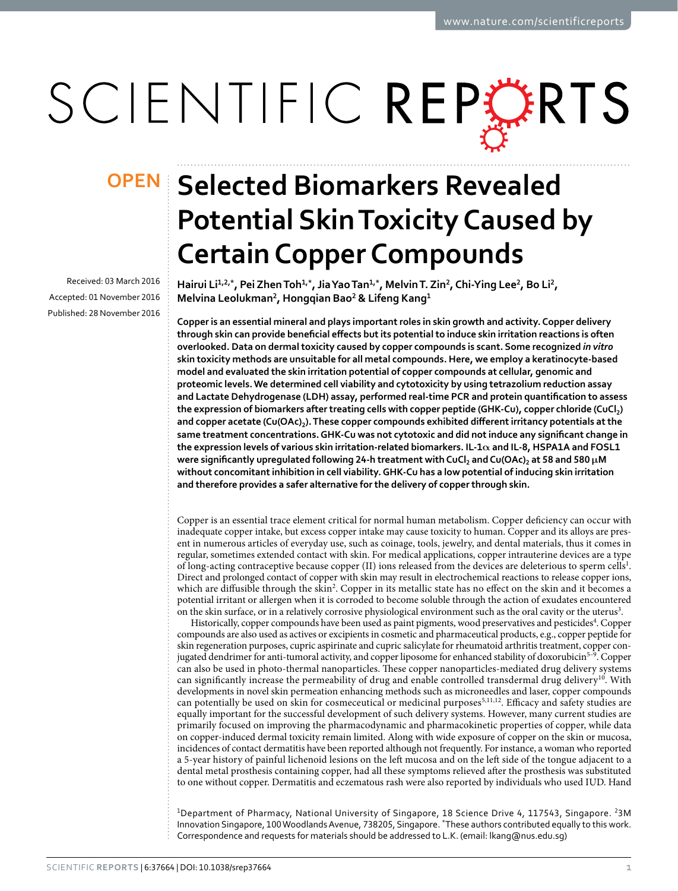OPEN

# Selected Biomarkers Revealed Potential Skin Toxicity Caused by Certain Copper Compounds

Received: 03 March 2016

Accepted: 01 November 2016

Published: 28 November 2016

Hairui Li[1,2,*], Pei Zhen Toh[1,*], Jia Yao Tan[1,*], Melvin T. Zin[2], Chi-Ying Lee[2], Bo Li[2], Melvina Leolukman[2], Hongqian Bao[2] & Lifeng Kang[1]

**Copper is an essential mineral and plays important roles in skin growth and activity. Copper delivery through skin can provide beneficial effects but its potential to induce skin irritation reactions is often overlooked. Data on dermal toxicity caused by copper compounds is scant. Some recognized *in vitro* skin toxicity methods are unsuitable for all metal compounds. Here, we employ a keratinocyte-based model and evaluated the skin irritation potential of copper compounds at cellular, genomic and proteomic levels. We determined cell viability and cytotoxicity by using tetrazolium reduction assay and Lactate Dehydrogenase (LDH) assay, performed real-time PCR and protein quantification to assess the expression of biomarkers after treating cells with copper peptide (GHK-Cu), copper chloride ($CuCl_2$) and copper acetate ($Cu(OAc)_2$). These copper compounds exhibited different irritancy potentials at the same treatment concentrations. GHK-Cu was not cytotoxic and did not induce any significant change in the expression levels of various skin irritation-related biomarkers. IL-1α and IL-8, HSPA1A and FOSL1 were significantly upregulated following 24-h treatment with $CuCl_2$ and $Cu(OAc)_2$ at 58 and 580 μM without concomitant inhibition in cell viability. GHK-Cu has a low potential of inducing skin irritation and therefore provides a safer alternative for the delivery of copper through skin.**

Copper is an essential trace element critical for normal human metabolism. Copper deficiency can occur with inadequate copper intake, but excess copper intake may cause toxicity to human. Copper and its alloys are present in numerous articles of everyday use, such as coinage, tools, jewelry, and dental materials, thus it comes in regular, sometimes extended contact with skin. For medical applications, copper intrauterine devices are a type of long-acting contraceptive because copper (II) ions released from the devices are deleterious to sperm cells[1]. Direct and prolonged contact of copper with skin may result in electrochemical reactions to release copper ions, which are diffusible through the skin[2]. Copper in its metallic state has no effect on the skin and it becomes a potential irritant or allergen when it is corroded to become soluble through the action of exudates encountered on the skin surface, or in a relatively corrosive physiological environment such as the oral cavity or the uterus[3].

Historically, copper compounds have been used as paint pigments, wood preservatives and pesticides[4]. Copper compounds are also used as actives or excipients in cosmetic and pharmaceutical products, e.g., copper peptide for skin regeneration purposes, cupric aspirinate and cupric salicylate for rheumatoid arthritis treatment, copper conjugated dendrimer for anti-tumoral activity, and copper liposome for enhanced stability of doxorubicin[5–9]. Copper can also be used in photo-thermal nanoparticles. These copper nanoparticles-mediated drug delivery systems can significantly increase the permeability of drug and enable controlled transdermal drug delivery[10]. With developments in novel skin permeation enhancing methods such as microneedles and laser, copper compounds can potentially be used on skin for cosmeceutical or medicinal purposes[5,11,12]. Efficacy and safety studies are equally important for the successful development of such delivery systems. However, many current studies are primarily focused on improving the pharmacodynamic and pharmacokinetic properties of copper, while data on copper-induced dermal toxicity remain limited. Along with wide exposure of copper on the skin or mucosa, incidences of contact dermatitis have been reported although not frequently. For instance, a woman who reported a 5-year history of painful lichenoid lesions on the left mucosa and on the left side of the tongue adjacent to a dental metal prosthesis containing copper, had all these symptoms relieved after the prosthesis was substituted to one without copper. Dermatitis and eczematous rash were also reported by individuals who used IUD. Hand

[1]Department of Pharmacy, National University of Singapore, 18 Science Drive 4, 117543, Singapore. [2]3M Innovation Singapore, 100 Woodlands Avenue, 738205, Singapore. *These authors contributed equally to this work. Correspondence and requests for materials should be addressed to L.K. (email: lkang@nus.edu.sg)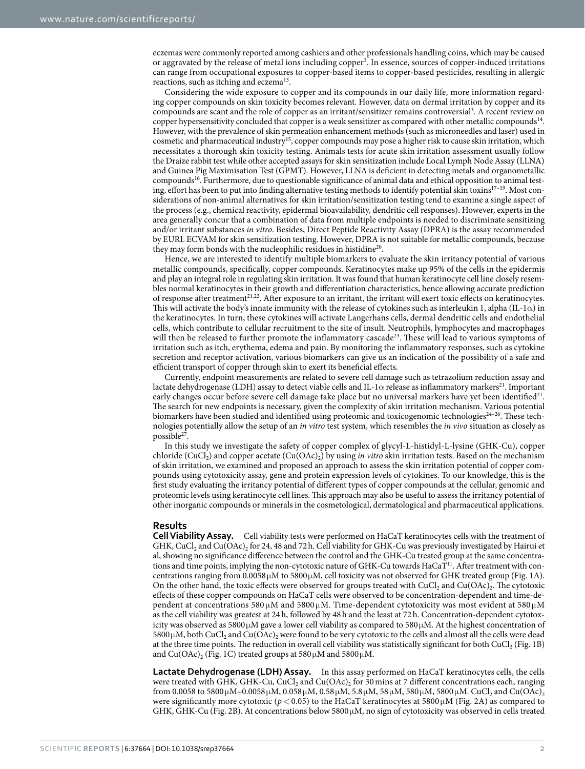eczemas were commonly reported among cashiers and other professionals handling coins, which may be caused or aggravated by the release of metal ions including copper[3]. In essence, sources of copper-induced irritations can range from occupational exposures to copper-based items to copper-based pesticides, resulting in allergic reactions, such as itching and eczema[13].

Considering the wide exposure to copper and its compounds in our daily life, more information regarding copper compounds on skin toxicity becomes relevant. However, data on dermal irritation by copper and its compounds are scant and the role of copper as an irritant/sensitizer remains controversial[3]. A recent review on copper hypersensitivity concluded that copper is a weak sensitizer as compared with other metallic compounds[14]. However, with the prevalence of skin permeation enhancement methods (such as microneedles and laser) used in cosmetic and pharmaceutical industry[15], copper compounds may pose a higher risk to cause skin irritation, which necessitates a thorough skin toxicity testing. Animals tests for acute skin irritation assessment usually follow the Draize rabbit test while other accepted assays for skin sensitization include Local Lymph Node Assay (LLNA) and Guinea Pig Maximisation Test (GPMT). However, LLNA is deficient in detecting metals and organometallic compounds[16]. Furthermore, due to questionable significance of animal data and ethical opposition to animal testing, effort has been to put into finding alternative testing methods to identify potential skin toxins[17–19]. Most considerations of non-animal alternatives for skin irritation/sensitization testing tend to examine a single aspect of the process (e.g., chemical reactivity, epidermal bioavailability, dendritic cell responses). However, experts in the area generally concur that a combination of data from multiple endpoints is needed to discriminate sensitizing and/or irritant substances *in vitro*. Besides, Direct Peptide Reactivity Assay (DPRA) is the assay recommended by EURL ECVAM for skin sensitization testing. However, DPRA is not suitable for metallic compounds, because they may form bonds with the nucleophilic residues in histidine[20].

Hence, we are interested to identify multiple biomarkers to evaluate the skin irritancy potential of various metallic compounds, specifically, copper compounds. Keratinocytes make up 95% of the cells in the epidermis and play an integral role in regulating skin irritation. It was found that human keratinocyte cell line closely resembles normal keratinocytes in their growth and differentiation characteristics, hence allowing accurate prediction of response after treatment[21,22]. After exposure to an irritant, the irritant will exert toxic effects on keratinocytes. This will activate the body's innate immunity with the release of cytokines such as interleukin 1, alpha (IL-1$\alpha$) in the keratinocytes. In turn, these cytokines will activate Langerhans cells, dermal dendritic cells and endothelial cells, which contribute to cellular recruitment to the site of insult. Neutrophils, lymphocytes and macrophages will then be released to further promote the inflammatory cascade[23]. These will lead to various symptoms of irritation such as itch, erythema, edema and pain. By monitoring the inflammatory responses, such as cytokine secretion and receptor activation, various biomarkers can give us an indication of the possibility of a safe and efficient transport of copper through skin to exert its beneficial effects.

Currently, endpoint measurements are related to severe cell damage such as tetrazolium reduction assay and lactate dehydrogenase (LDH) assay to detect viable cells and IL-1$\alpha$ release as inflammatory markers[21]. Important early changes occur before severe cell damage take place but no universal markers have yet been identified[21]. The search for new endpoints is necessary, given the complexity of skin irritation mechanism. Various potential biomarkers have been studied and identified using proteomic and toxicogenomic technologies[24–26]. These technologies potentially allow the setup of an *in vitro* test system, which resembles the *in vivo* situation as closely as possible[27].

In this study we investigate the safety of copper complex of glycyl-L-histidyl-L-lysine (GHK-Cu), copper chloride ($CuCl_2$) and copper acetate ($Cu(OAc)_2$) by using *in vitro* skin irritation tests. Based on the mechanism of skin irritation, we examined and proposed an approach to assess the skin irritation potential of copper compounds using cytotoxicity assay, gene and protein expression levels of cytokines. To our knowledge, this is the first study evaluating the irritancy potential of different types of copper compounds at the cellular, genomic and proteomic levels using keratinocyte cell lines. This approach may also be useful to assess the irritancy potential of other inorganic compounds or minerals in the cosmetological, dermatological and pharmaceutical applications.

## Results

**Cell Viability Assay.** Cell viability tests were performed on HaCaT keratinocytes cells with the treatment of GHK, $CuCl_2$ and $Cu(OAc)_2$ for 24, 48 and 72 h. Cell viability for GHK-Cu was previously investigated by Hairui et al, showing no significance difference between the control and the GHK-Cu treated group at the same concentrations and time points, implying the non-cytotoxic nature of GHK-Cu towards HaCaT[11]. After treatment with concentrations ranging from 0.0058 μM to 5800 μM, cell toxicity was not observed for GHK treated group (Fig. 1A). On the other hand, the toxic effects were observed for groups treated with $CuCl_2$ and $Cu(OAc)_2$. The cytotoxic effects of these copper compounds on HaCaT cells were observed to be concentration-dependent and time-dependent at concentrations 580 μM and 5800 μM. Time-dependent cytotoxicity was most evident at 580 μM as the cell viability was greatest at 24 h, followed by 48 h and the least at 72 h. Concentration-dependent cytotoxicity was observed as 5800 μM gave a lower cell viability as compared to 580 μM. At the highest concentration of 5800 μM, both $CuCl_2$ and $Cu(OAc)_2$ were found to be very cytotoxic to the cells and almost all the cells were dead at the three time points. The reduction in overall cell viability was statistically significant for both $CuCl_2$ (Fig. 1B) and $Cu(OAc)_2$ (Fig. 1C) treated groups at 580 μM and 5800 μM.

**Lactate Dehydrogenase (LDH) Assay.** In this assay performed on HaCaT keratinocytes cells, the cells were treated with GHK, GHK-Cu, $CuCl_2$ and $Cu(OAc)_2$ for 30 mins at 7 different concentrations each, ranging from 0.0058 to 5800 μM–0.0058 μM, 0.058 μM, 0.58 μM, 5.8 μM, 58 μM, 580 μM, 5800 μM. $CuCl_2$ and $Cu(OAc)_2$ were significantly more cytotoxic ($p < 0.05$) to the HaCaT keratinocytes at 5800 μM (Fig. 2A) as compared to GHK, GHK-Cu (Fig. 2B). At concentrations below 5800 μM, no sign of cytotoxicity was observed in cells treated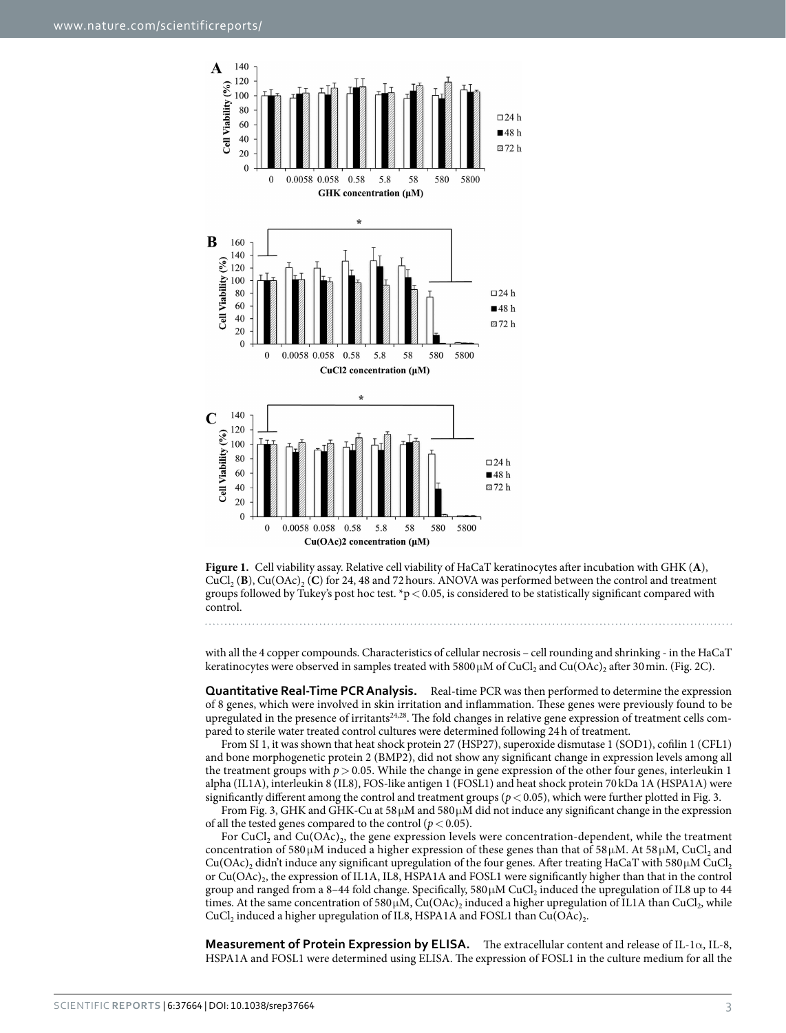**Figure 1.** Cell viability assay. Relative cell viability of HaCaT keratinocytes after incubation with GHK (**A**), $CuCl_2$ (**B**), $Cu(OAc)_2$ (**C**) for 24, 48 and 72 hours. ANOVA was performed between the control and treatment groups followed by Tukey's post hoc test. $^*p < 0.05$, is considered to be statistically significant compared with control.

with all the 4 copper compounds. Characteristics of cellular necrosis – cell rounding and shrinking - in the HaCaT keratinocytes were observed in samples treated with 5800 μM of $CuCl_2$ and $Cu(OAc)_2$ after 30 min. (Fig. 2C).

**Quantitative Real-Time PCR Analysis.** Real-time PCR was then performed to determine the expression of 8 genes, which were involved in skin irritation and inflammation. These genes were previously found to be upregulated in the presence of irritants[24,28]. The fold changes in relative gene expression of treatment cells compared to sterile water treated control cultures were determined following 24 h of treatment.

From SI 1, it was shown that heat shock protein 27 (HSP27), superoxide dismutase 1 (SOD1), cofilin 1 (CFL1) and bone morphogenetic protein 2 (BMP2), did not show any significant change in expression levels among all the treatment groups with $p > 0.05$. While the change in gene expression of the other four genes, interleukin 1 alpha (IL1A), interleukin 8 (IL8), FOS-like antigen 1 (FOSL1) and heat shock protein 70 kDa 1A (HSPA1A) were significantly different among the control and treatment groups ($p < 0.05$), which were further plotted in Fig. 3.

From Fig. 3, GHK and GHK-Cu at 58 μM and 580 μM did not induce any significant change in the expression of all the tested genes compared to the control ($p < 0.05$).

For $CuCl_2$ and $Cu(OAc)_2$, the gene expression levels were concentration-dependent, while the treatment concentration of 580 μM induced a higher expression of these genes than that of 58 μM. At 58 μM, $CuCl_2$ and $Cu(OAc)_2$ didn't induce any significant upregulation of the four genes. After treating HaCaT with 580 μM $CuCl_2$ or $Cu(OAc)_2$, the expression of IL1A, IL8, HSPA1A and FOSL1 were significantly higher than that in the control group and ranged from a 8–44 fold change. Specifically, 580 μM $CuCl_2$ induced the upregulation of IL8 up to 44 times. At the same concentration of 580 μM, $Cu(OAc)_2$ induced a higher upregulation of IL1A than $CuCl_2$, while $CuCl_2$ induced a higher upregulation of IL8, HSPA1A and FOSL1 than $Cu(OAc)_2$.

**Measurement of Protein Expression by ELISA.** The extracellular content and release of IL-1α, IL-8, HSPA1A and FOSL1 were determined using ELISA. The expression of FOSL1 in the culture medium for all the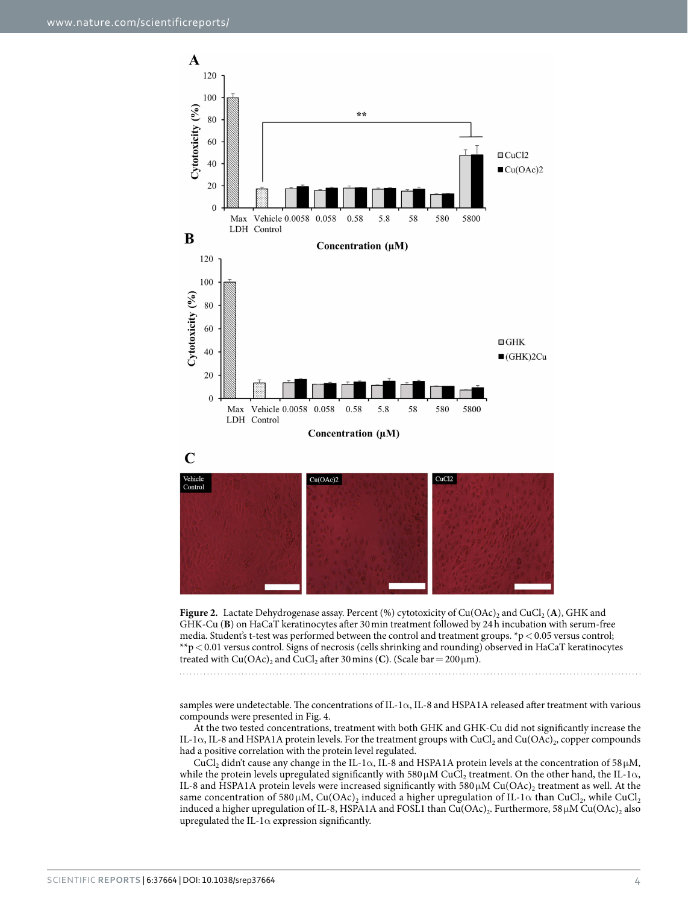**Figure 2.** Lactate Dehydrogenase assay. Percent (%) cytotoxicity of $Cu(OAc)_2$ and $CuCl_2$ (**A**), GHK and GHK-Cu (**B**) on HaCaT keratinocytes after 30 min treatment followed by 24 h incubation with serum-free media. Student's t-test was performed between the control and treatment groups. $^*p < 0.05$ versus control; $^{**}p < 0.01$ versus control. Signs of necrosis (cells shrinking and rounding) observed in HaCaT keratinocytes treated with $Cu(OAc)_2$ and $CuCl_2$ after 30 mins (**C**). (Scale bar = 200 μm).

samples were undetectable. The concentrations of IL-1α, IL-8 and HSPA1A released after treatment with various compounds were presented in Fig. 4.

At the two tested concentrations, treatment with both GHK and GHK-Cu did not significantly increase the IL-1α, IL-8 and HSPA1A protein levels. For the treatment groups with $CuCl_2$ and $Cu(OAc)_2$, copper compounds had a positive correlation with the protein level regulated.

$CuCl_2$ didn't cause any change in the IL-1α, IL-8 and HSPA1A protein levels at the concentration of 58 μM, while the protein levels upregulated significantly with 580 μM $CuCl_2$ treatment. On the other hand, the IL-1α, IL-8 and HSPA1A protein levels were increased significantly with 580 μM $Cu(OAc)_2$ treatment as well. At the same concentration of 580 μM, $Cu(OAc)_2$ induced a higher upregulation of IL-1α than $CuCl_2$, while $CuCl_2$ induced a higher upregulation of IL-8, HSPA1A and FOSL1 than $Cu(OAc)_2$. Furthermore, 58 μM $Cu(OAc)_2$ also upregulated the IL-1α expression significantly.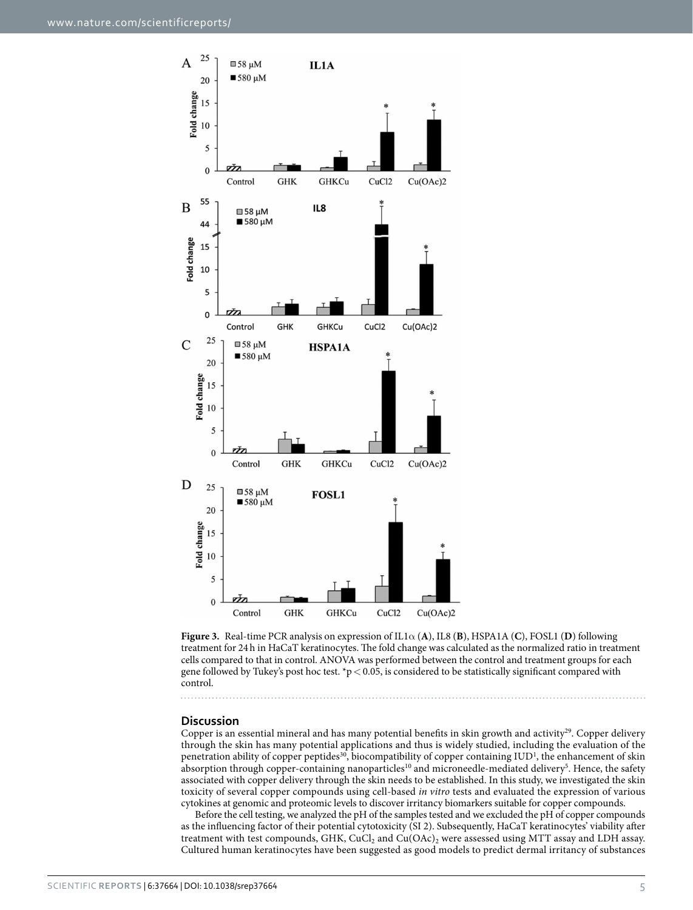**Figure 3.** Real-time PCR analysis on expression of IL1α (**A**), IL8 (**B**), HSPA1A (**C**), FOSL1 (**D**) following treatment for 24 h in HaCaT keratinocytes. The fold change was calculated as the normalized ratio in treatment cells compared to that in control. ANOVA was performed between the control and treatment groups for each gene followed by Tukey's post hoc test. $^*p < 0.05$, is considered to be statistically significant compared with control.

## Discussion

Copper is an essential mineral and has many potential benefits in skin growth and activity[29]. Copper delivery through the skin has many potential applications and thus is widely studied, including the evaluation of the penetration ability of copper peptides[30], biocompatibility of copper containing IUD[1], the enhancement of skin absorption through copper-containing nanoparticles[10] and microneedle-mediated delivery[5]. Hence, the safety associated with copper delivery through the skin needs to be established. In this study, we investigated the skin toxicity of several copper compounds using cell-based *in vitro* tests and evaluated the expression of various cytokines at genomic and proteomic levels to discover irritancy biomarkers suitable for copper compounds.

Before the cell testing, we analyzed the pH of the samples tested and we excluded the pH of copper compounds as the influencing factor of their potential cytotoxicity (SI 2). Subsequently, HaCaT keratinocytes' viability after treatment with test compounds, GHK, $CuCl_2$ and $Cu(OAc)_2$ were assessed using MTT assay and LDH assay. Cultured human keratinocytes have been suggested as good models to predict dermal irritancy of substances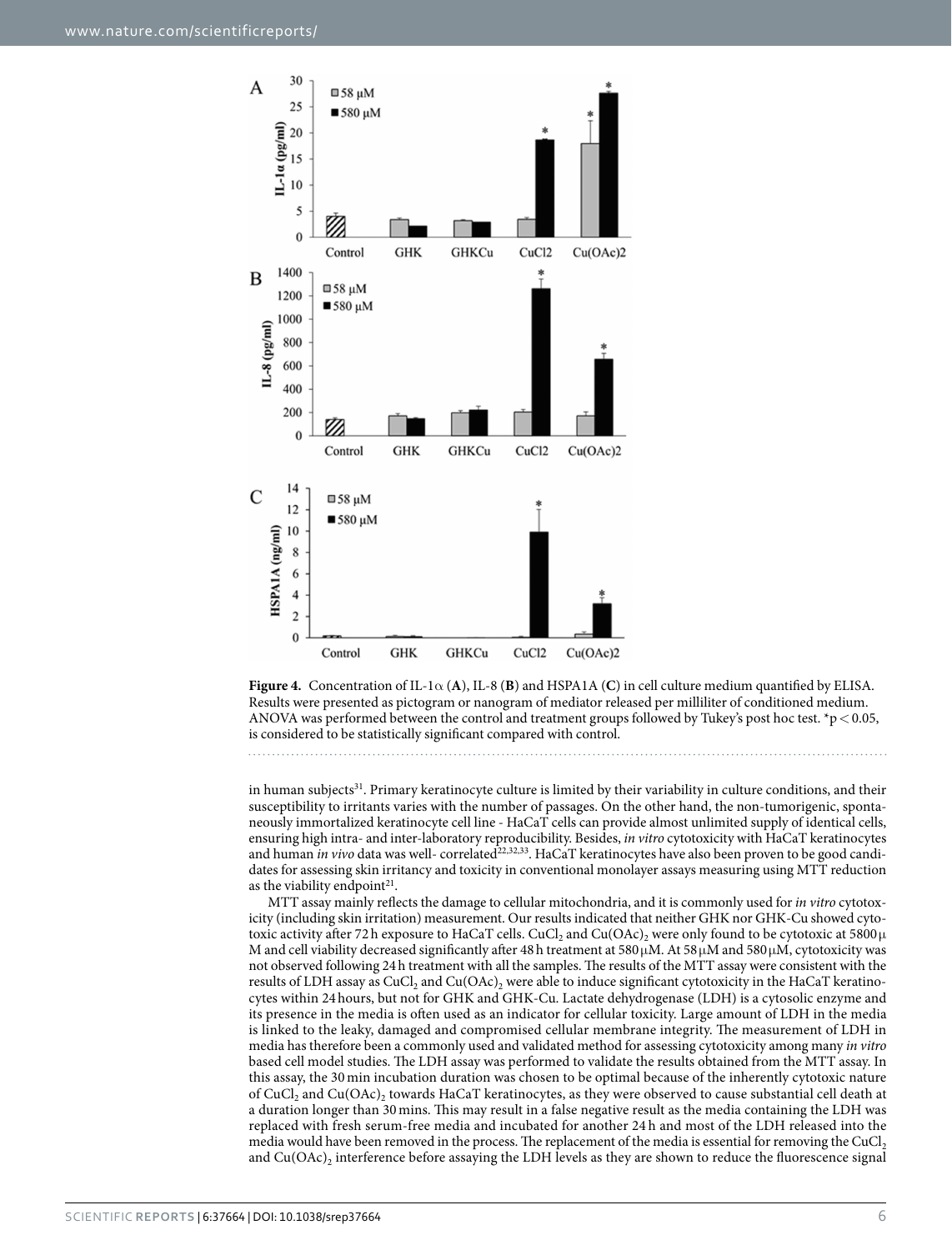**Figure 4.** Concentration of IL-1α (**A**), IL-8 (**B**) and HSPA1A (**C**) in cell culture medium quantified by ELISA. Results were presented as pictogram or nanogram of mediator released per milliliter of conditioned medium. ANOVA was performed between the control and treatment groups followed by Tukey's post hoc test. *$p < 0.05$, is considered to be statistically significant compared with control.

in human subjects[31]. Primary keratinocyte culture is limited by their variability in culture conditions, and their susceptibility to irritants varies with the number of passages. On the other hand, the non-tumorigenic, spontaneously immortalized keratinocyte cell line - HaCaT cells can provide almost unlimited supply of identical cells, ensuring high intra- and inter-laboratory reproducibility. Besides, *in vitro* cytotoxicity with HaCaT keratinocytes and human *in vivo* data was well- correlated[22,32,33]. HaCaT keratinocytes have also been proven to be good candidates for assessing skin irritancy and toxicity in conventional monolayer assays measuring using MTT reduction as the viability endpoint[21].

MTT assay mainly reflects the damage to cellular mitochondria, and it is commonly used for *in vitro* cytotoxicity (including skin irritation) measurement. Our results indicated that neither GHK nor GHK-Cu showed cytotoxic activity after 72 h exposure to HaCaT cells. $CuCl_2$ and $Cu(OAc)_2$ were only found to be cytotoxic at 5800 μM and cell viability decreased significantly after 48 h treatment at 580 μM. At 58 μM and 580 μM, cytotoxicity was not observed following 24 h treatment with all the samples. The results of the MTT assay were consistent with the results of LDH assay as $CuCl_2$ and $Cu(OAc)_2$ were able to induce significant cytotoxicity in the HaCaT keratinocytes within 24 hours, but not for GHK and GHK-Cu. Lactate dehydrogenase (LDH) is a cytosolic enzyme and its presence in the media is often used as an indicator for cellular toxicity. Large amount of LDH in the media is linked to the leaky, damaged and compromised cellular membrane integrity. The measurement of LDH in media has therefore been a commonly used and validated method for assessing cytotoxicity among many *in vitro* based cell model studies. The LDH assay was performed to validate the results obtained from the MTT assay. In this assay, the 30 min incubation duration was chosen to be optimal because of the inherently cytotoxic nature of $CuCl_2$ and $Cu(OAc)_2$ towards HaCaT keratinocytes, as they were observed to cause substantial cell death at a duration longer than 30 mins. This may result in a false negative result as the media containing the LDH was replaced with fresh serum-free media and incubated for another 24 h and most of the LDH released into the media would have been removed in the process. The replacement of the media is essential for removing the $CuCl_2$ and $Cu(OAc)_2$ interference before assaying the LDH levels as they are shown to reduce the fluorescence signal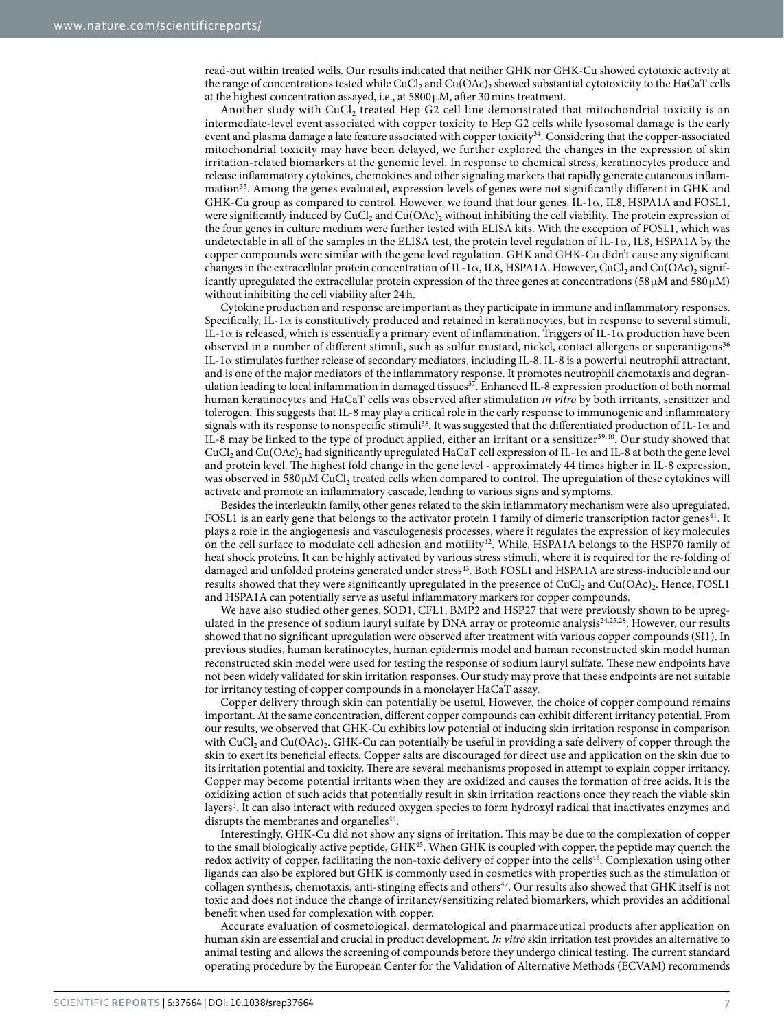read-out within treated wells. Our results indicated that neither GHK nor GHK-Cu showed cytotoxic activity at the range of concentrations tested while $CuCl_2$ and $Cu(OAc)_2$ showed substantial cytotoxicity to the HaCaT cells at the highest concentration assayed, i.e., at 5800 μM, after 30 mins treatment.

Another study with $CuCl_2$ treated Hep G2 cell line demonstrated that mitochondrial toxicity is an intermediate-level event associated with copper toxicity to Hep G2 cells while lysosomal damage is the early event and plasma damage a late feature associated with copper toxicity[34]. Considering that the copper-associated mitochondrial toxicity may have been delayed, we further explored the changes in the expression of skin irritation-related biomarkers at the genomic level. In response to chemical stress, keratinocytes produce and release inflammatory cytokines, chemokines and other signaling markers that rapidly generate cutaneous inflammation[35]. Among the genes evaluated, expression levels of genes were not significantly different in GHK and GHK-Cu group as compared to control. However, we found that four genes, IL-1α, IL8, HSPA1A and FOSL1, were significantly induced by $CuCl_2$ and $Cu(OAc)_2$ without inhibiting the cell viability. The protein expression of the four genes in culture medium were further tested with ELISA kits. With the exception of FOSL1, which was undetectable in all of the samples in the ELISA test, the protein level regulation of IL-1α, IL8, HSPA1A by the copper compounds were similar with the gene level regulation. GHK and GHK-Cu didn't cause any significant changes in the extracellular protein concentration of IL-1α, IL8, HSPA1A. However, $CuCl_2$ and $Cu(OAc)_2$ significantly upregulated the extracellular protein expression of the three genes at concentrations (58 μM and 580 μM) without inhibiting the cell viability after 24 h.

Cytokine production and response are important as they participate in immune and inflammatory responses. Specifically, IL-1α is constitutively produced and retained in keratinocytes, but in response to several stimuli, IL-1α is released, which is essentially a primary event of inflammation. Triggers of IL-1α production have been observed in a number of different stimuli, such as sulfur mustard, nickel, contact allergens or superantigens[36] IL-1α stimulates further release of secondary mediators, including IL-8. IL-8 is a powerful neutrophil attractant, and is one of the major mediators of the inflammatory response. It promotes neutrophil chemotaxis and degranulation leading to local inflammation in damaged tissues[37]. Enhanced IL-8 expression production of both normal human keratinocytes and HaCaT cells was observed after stimulation *in vitro* by both irritants, sensitizer and tolerogen. This suggests that IL-8 may play a critical role in the early response to immunogenic and inflammatory signals with its response to nonspecific stimuli[38]. It was suggested that the differentiated production of IL-1α and IL-8 may be linked to the type of product applied, either an irritant or a sensitizer[39,40]. Our study showed that $CuCl_2$ and $Cu(OAc)_2$ had significantly upregulated HaCaT cell expression of IL-1α and IL-8 at both the gene level and protein level. The highest fold change in the gene level - approximately 44 times higher in IL-8 expression, was observed in 580 μM $CuCl_2$ treated cells when compared to control. The upregulation of these cytokines will activate and promote an inflammatory cascade, leading to various signs and symptoms.

Besides the interleukin family, other genes related to the skin inflammatory mechanism were also upregulated. FOSL1 is an early gene that belongs to the activator protein 1 family of dimeric transcription factor genes[41]. It plays a role in the angiogenesis and vasculogenesis processes, where it regulates the expression of key molecules on the cell surface to modulate cell adhesion and motility[42]. While, HSPA1A belongs to the HSP70 family of heat shock proteins. It can be highly activated by various stress stimuli, where it is required for the re-folding of damaged and unfolded proteins generated under stress[43]. Both FOSL1 and HSPA1A are stress-inducible and our results showed that they were significantly upregulated in the presence of $CuCl_2$ and $Cu(OAc)_2$. Hence, FOSL1 and HSPA1A can potentially serve as useful inflammatory markers for copper compounds.

We have also studied other genes, SOD1, CFL1, BMP2 and HSP27 that were previously shown to be upregulated in the presence of sodium lauryl sulfate by DNA array or proteomic analysis[24,25,28]. However, our results showed that no significant upregulation were observed after treatment with various copper compounds (SI1). In previous studies, human keratinocytes, human epidermis model and human reconstructed skin model human reconstructed skin model were used for testing the response of sodium lauryl sulfate. These new endpoints have not been widely validated for skin irritation responses. Our study may prove that these endpoints are not suitable for irritancy testing of copper compounds in a monolayer HaCaT assay.

Copper delivery through skin can potentially be useful. However, the choice of copper compound remains important. At the same concentration, different copper compounds can exhibit different irritancy potential. From our results, we observed that GHK-Cu exhibits low potential of inducing skin irritation response in comparison with $CuCl_2$ and $Cu(OAc)_2$. GHK-Cu can potentially be useful in providing a safe delivery of copper through the skin to exert its beneficial effects. Copper salts are discouraged for direct use and application on the skin due to its irritation potential and toxicity. There are several mechanisms proposed in attempt to explain copper irritancy. Copper may become potential irritants when they are oxidized and causes the formation of free acids. It is the oxidizing action of such acids that potentially result in skin irritation reactions once they reach the viable skin layers[3]. It can also interact with reduced oxygen species to form hydroxyl radical that inactivates enzymes and disrupts the membranes and organelles[44].

Interestingly, GHK-Cu did not show any signs of irritation. This may be due to the complexation of copper to the small biologically active peptide, GHK[45]. When GHK is coupled with copper, the peptide may quench the redox activity of copper, facilitating the non-toxic delivery of copper into the cells[46]. Complexation using other ligands can also be explored but GHK is commonly used in cosmetics with properties such as the stimulation of collagen synthesis, chemotaxis, anti-stinging effects and others[47]. Our results also showed that GHK itself is not toxic and does not induce the change of irritancy/sensitizing related biomarkers, which provides an additional benefit when used for complexation with copper.

Accurate evaluation of cosmetological, dermatological and pharmaceutical products after application on human skin are essential and crucial in product development. *In vitro* skin irritation test provides an alternative to animal testing and allows the screening of compounds before they undergo clinical testing. The current standard operating procedure by the European Center for the Validation of Alternative Methods (ECVAM) recommends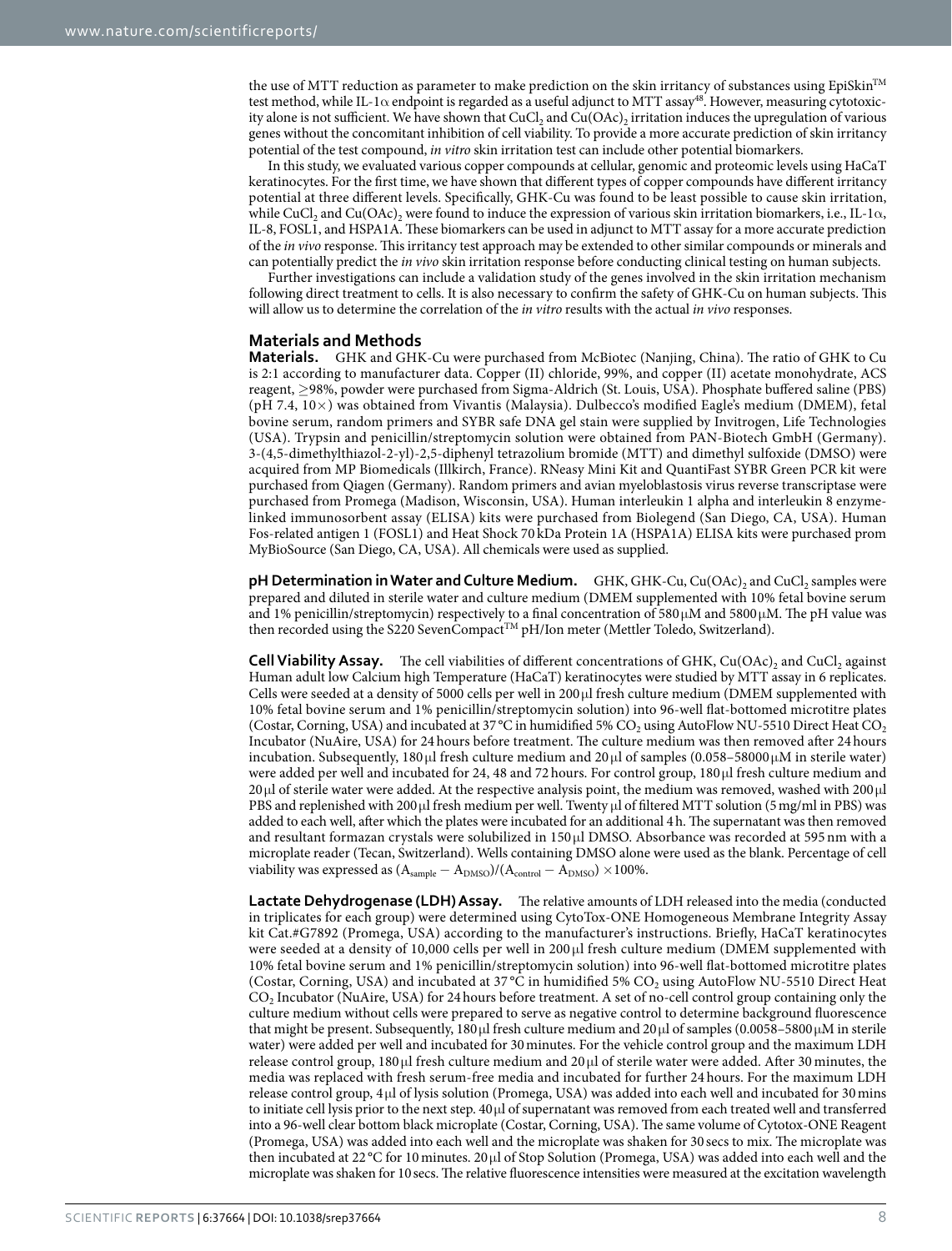the use of MTT reduction as parameter to make prediction on the skin irritancy of substances using EpiSkin™ test method, while IL-1α endpoint is regarded as a useful adjunct to MTT assay[48]. However, measuring cytotoxicity alone is not sufficient. We have shown that $CuCl_2$ and $Cu(OAc)_2$ irritation induces the upregulation of various genes without the concomitant inhibition of cell viability. To provide a more accurate prediction of skin irritancy potential of the test compound, *in vitro* skin irritation test can include other potential biomarkers.

In this study, we evaluated various copper compounds at cellular, genomic and proteomic levels using HaCaT keratinocytes. For the first time, we have shown that different types of copper compounds have different irritancy potential at three different levels. Specifically, GHK-Cu was found to be least possible to cause skin irritation, while $CuCl_2$ and $Cu(OAc)_2$ were found to induce the expression of various skin irritation biomarkers, i.e., IL-1α, IL-8, FOSL1, and HSPA1A. These biomarkers can be used in adjunct to MTT assay for a more accurate prediction of the *in vivo* response. This irritancy test approach may be extended to other similar compounds or minerals and can potentially predict the *in vivo* skin irritation response before conducting clinical testing on human subjects.

Further investigations can include a validation study of the genes involved in the skin irritation mechanism following direct treatment to cells. It is also necessary to confirm the safety of GHK-Cu on human subjects. This will allow us to determine the correlation of the *in vitro* results with the actual *in vivo* responses.

## Materials and Methods

**Materials.** GHK and GHK-Cu were purchased from McBiotec (Nanjing, China). The ratio of GHK to Cu is 2:1 according to manufacturer data. Copper (II) chloride, 99%, and copper (II) acetate monohydrate, ACS reagent, ≥98%, powder were purchased from Sigma-Aldrich (St. Louis, USA). Phosphate buffered saline (PBS) (pH 7.4, 10×) was obtained from Vivantis (Malaysia). Dulbecco's modified Eagle's medium (DMEM), fetal bovine serum, random primers and SYBR safe DNA gel stain were supplied by Invitrogen, Life Technologies (USA). Trypsin and penicillin/streptomycin solution were obtained from PAN-Biotech GmbH (Germany). 3-(4,5-dimethylthiazol-2-yl)-2,5-diphenyl tetrazolium bromide (MTT) and dimethyl sulfoxide (DMSO) were acquired from MP Biomedicals (Illkirch, France). RNeasy Mini Kit and QuantiFast SYBR Green PCR kit were purchased from Qiagen (Germany). Random primers and avian myeloblastosis virus reverse transcriptase were purchased from Promega (Madison, Wisconsin, USA). Human interleukin 1 alpha and interleukin 8 enzyme-linked immunosorbent assay (ELISA) kits were purchased from Biolegend (San Diego, CA, USA). Human Fos-related antigen 1 (FOSL1) and Heat Shock 70 kDa Protein 1A (HSPA1A) ELISA kits were purchased prom MyBioSource (San Diego, CA, USA). All chemicals were used as supplied.

**pH Determination in Water and Culture Medium.** GHK, GHK-Cu, $Cu(OAc)_2$ and $CuCl_2$ samples were prepared and diluted in sterile water and culture medium (DMEM supplemented with 10% fetal bovine serum and 1% penicillin/streptomycin) respectively to a final concentration of 580 μM and 5800 μM. The pH value was then recorded using the S220 SevenCompact™ pH/Ion meter (Mettler Toledo, Switzerland).

**Cell Viability Assay.** The cell viabilities of different concentrations of GHK, $Cu(OAc)_2$ and $CuCl_2$ against Human adult low Calcium high Temperature (HaCaT) keratinocytes were studied by MTT assay in 6 replicates. Cells were seeded at a density of 5000 cells per well in 200 μl fresh culture medium (DMEM supplemented with 10% fetal bovine serum and 1% penicillin/streptomycin solution) into 96-well flat-bottomed microtitre plates (Costar, Corning, USA) and incubated at 37 °C in humidified 5% $CO_2$ using AutoFlow NU-5510 Direct Heat $CO_2$ Incubator (NuAire, USA) for 24 hours before treatment. The culture medium was then removed after 24 hours incubation. Subsequently, 180 μl fresh culture medium and 20 μl of samples (0.058–58000 μM in sterile water) were added per well and incubated for 24, 48 and 72 hours. For control group, 180 μl fresh culture medium and 20 μl of sterile water were added. At the respective analysis point, the medium was removed, washed with 200 μl PBS and replenished with 200 μl fresh medium per well. Twenty μl of filtered MTT solution (5 mg/ml in PBS) was added to each well, after which the plates were incubated for an additional 4 h. The supernatant was then removed and resultant formazan crystals were solubilized in 150 μl DMSO. Absorbance was recorded at 595 nm with a microplate reader (Tecan, Switzerland). Wells containing DMSO alone were used as the blank. Percentage of cell viability was expressed as $(A_{sample} - A_{DMSO})/(A_{control} - A_{DMSO}) \times 100\%$.

**Lactate Dehydrogenase (LDH) Assay.** The relative amounts of LDH released into the media (conducted in triplicates for each group) were determined using CytoTox-ONE Homogeneous Membrane Integrity Assay kit Cat.#G7892 (Promega, USA) according to the manufacturer's instructions. Briefly, HaCaT keratinocytes were seeded at a density of 10,000 cells per well in 200 μl fresh culture medium (DMEM supplemented with 10% fetal bovine serum and 1% penicillin/streptomycin solution) into 96-well flat-bottomed microtitre plates (Costar, Corning, USA) and incubated at 37 °C in humidified 5% $CO_2$ using AutoFlow NU-5510 Direct Heat $CO_2$ Incubator (NuAire, USA) for 24 hours before treatment. A set of no-cell control group containing only the culture medium without cells were prepared to serve as negative control to determine background fluorescence that might be present. Subsequently, 180 μl fresh culture medium and 20 μl of samples (0.0058–5800 μM in sterile water) were added per well and incubated for 30 minutes. For the vehicle control group and the maximum LDH release control group, 180 μl fresh culture medium and 20 μl of sterile water were added. After 30 minutes, the media was replaced with fresh serum-free media and incubated for further 24 hours. For the maximum LDH release control group, 4 μl of lysis solution (Promega, USA) was added into each well and incubated for 30 mins to initiate cell lysis prior to the next step. 40 μl of supernatant was removed from each treated well and transferred into a 96-well clear bottom black microplate (Costar, Corning, USA). The same volume of Cytotox-ONE Reagent (Promega, USA) was added into each well and the microplate was shaken for 30 secs to mix. The microplate was then incubated at 22 °C for 10 minutes. 20 μl of Stop Solution (Promega, USA) was added into each well and the microplate was shaken for 10 secs. The relative fluorescence intensities were measured at the excitation wavelength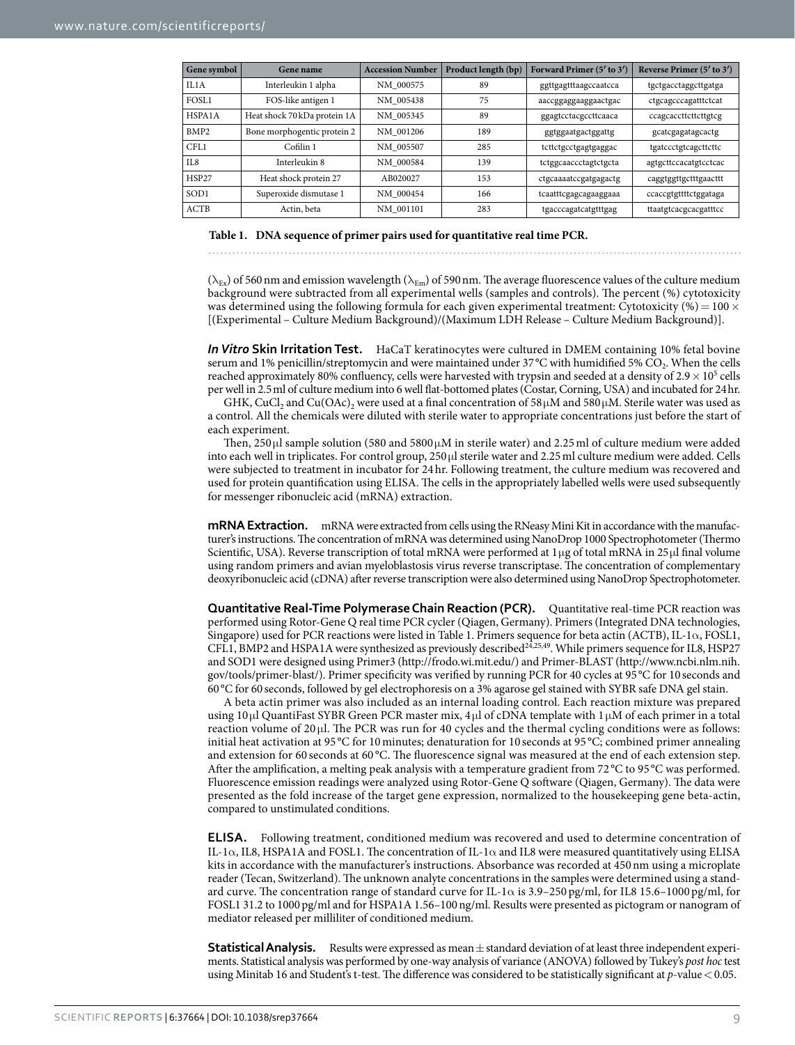| Gene symbol | Gene name | Accession Number | Product length (bp) | Forward Primer (5′ to 3′) | Reverse Primer (5′ to 3′) |
|---|---|---|---|---|---|
| IL1A | Interleukin 1 alpha | NM_000575 | 89 | ggttgagtttaagccaatcca | tgctgacctaggcttgatga |
| FOSL1 | FOS-like antigen 1 | NM_005438 | 75 | aaccggaggaaggaactgac | ctgcagcccagatttctcat |
| HSPA1A | Heat shock 70 kDa protein 1A | NM_005345 | 89 | ggagtcctacgccttcaaca | ccagcaccttcttcttgtcg |
| BMP2 | Bone morphogentic protein 2 | NM_001206 | 189 | ggtggaatgactggattg | gcatcgagatagcactg |
| CFL1 | Cofilin 1 | NM_005507 | 285 | tcttctgcctgagtgaggac | tgatccctgtcagcttcttc |
| IL8 | Interleukin 8 | NM_000584 | 139 | tctggcaaccctagtctgcta | agtgcttccacatgtcctcac |
| HSP27 | Heat shock protein 27 | AB020027 | 153 | ctgcaaaatccgatgagactg | caggtggttgctttgaacttt |
| SOD1 | Superoxide dismutase 1 | NM_000454 | 166 | tcaatttcgagcagaaggaaa | ccaccgtgttttctggataga |
| ACTB | Actin, beta | NM_001101 | 283 | tgacccagatcatgtttgag | ttaatgtcacgcacgatttcc |

**Table 1. DNA sequence of primer pairs used for quantitative real time PCR.**

($\lambda_{Ex}$) of 560 nm and emission wavelength ($\lambda_{Em}$) of 590 nm. The average fluorescence values of the culture medium background were subtracted from all experimental wells (samples and controls). The percent (%) cytotoxicity was determined using the following formula for each given experimental treatment: Cytotoxicity (%) = 100 × [(Experimental – Culture Medium Background)/(Maximum LDH Release – Culture Medium Background)].

***In Vitro* Skin Irritation Test.** HaCaT keratinocytes were cultured in DMEM containing 10% fetal bovine serum and 1% penicillin/streptomycin and were maintained under 37 °C with humidified 5% $CO_2$. When the cells reached approximately 80% confluency, cells were harvested with trypsin and seeded at a density of $2.9 \times 10^5$ cells per well in 2.5 ml of culture medium into 6 well flat-bottomed plates (Costar, Corning, USA) and incubated for 24 hr.

GHK, $CuCl_2$ and $Cu(OAc)_2$ were used at a final concentration of 58 μM and 580 μM. Sterile water was used as a control. All the chemicals were diluted with sterile water to appropriate concentrations just before the start of each experiment.

Then, 250 μl sample solution (580 and 5800 μM in sterile water) and 2.25 ml of culture medium were added into each well in triplicates. For control group, 250 μl sterile water and 2.25 ml culture medium were added. Cells were subjected to treatment in incubator for 24 hr. Following treatment, the culture medium was recovered and used for protein quantification using ELISA. The cells in the appropriately labelled wells were used subsequently for messenger ribonucleic acid (mRNA) extraction.

**mRNA Extraction.** mRNA were extracted from cells using the RNeasy Mini Kit in accordance with the manufacturer's instructions. The concentration of mRNA was determined using NanoDrop 1000 Spectrophotometer (Thermo Scientific, USA). Reverse transcription of total mRNA were performed at 1 μg of total mRNA in 25 μl final volume using random primers and avian myeloblastosis virus reverse transcriptase. The concentration of complementary deoxyribonucleic acid (cDNA) after reverse transcription were also determined using NanoDrop Spectrophotometer.

**Quantitative Real-Time Polymerase Chain Reaction (PCR).** Quantitative real-time PCR reaction was performed using Rotor-Gene Q real time PCR cycler (Qiagen, Germany). Primers (Integrated DNA technologies, Singapore) used for PCR reactions were listed in Table 1. Primers sequence for beta actin (ACTB), IL-1α, FOSL1, CFL1, BMP2 and HSPA1A were synthesized as previously described[24,25,49]. While primers sequence for IL8, HSP27 and SOD1 were designed using Primer3 (http://frodo.wi.mit.edu/) and Primer-BLAST (http://www.ncbi.nlm.nih.gov/tools/primer-blast/). Primer specificity was verified by running PCR for 40 cycles at 95 °C for 10 seconds and 60 °C for 60 seconds, followed by gel electrophoresis on a 3% agarose gel stained with SYBR safe DNA gel stain.

A beta actin primer was also included as an internal loading control. Each reaction mixture was prepared using 10 μl QuantiFast SYBR Green PCR master mix, 4 μl of cDNA template with 1 μM of each primer in a total reaction volume of 20 μl. The PCR was run for 40 cycles and the thermal cycling conditions were as follows: initial heat activation at 95 °C for 10 minutes; denaturation for 10 seconds at 95 °C; combined primer annealing and extension for 60 seconds at 60 °C. The fluorescence signal was measured at the end of each extension step. After the amplification, a melting peak analysis with a temperature gradient from 72 °C to 95 °C was performed. Fluorescence emission readings were analyzed using Rotor-Gene Q software (Qiagen, Germany). The data were presented as the fold increase of the target gene expression, normalized to the housekeeping gene beta-actin, compared to unstimulated conditions.

**ELISA.** Following treatment, conditioned medium was recovered and used to determine concentration of IL-1α, IL8, HSPA1A and FOSL1. The concentration of IL-1α and IL8 were measured quantitatively using ELISA kits in accordance with the manufacturer's instructions. Absorbance was recorded at 450 nm using a microplate reader (Tecan, Switzerland). The unknown analyte concentrations in the samples were determined using a standard curve. The concentration range of standard curve for IL-1α is 3.9–250 pg/ml, for IL8 15.6–1000 pg/ml, for FOSL1 31.2 to 1000 pg/ml and for HSPA1A 1.56–100 ng/ml. Results were presented as pictogram or nanogram of mediator released per milliliter of conditioned medium.

**Statistical Analysis.** Results were expressed as mean ± standard deviation of at least three independent experiments. Statistical analysis was performed by one-way analysis of variance (ANOVA) followed by Tukey's *post hoc* test using Minitab 16 and Student's t-test. The difference was considered to be statistically significant at $p$-value < 0.05.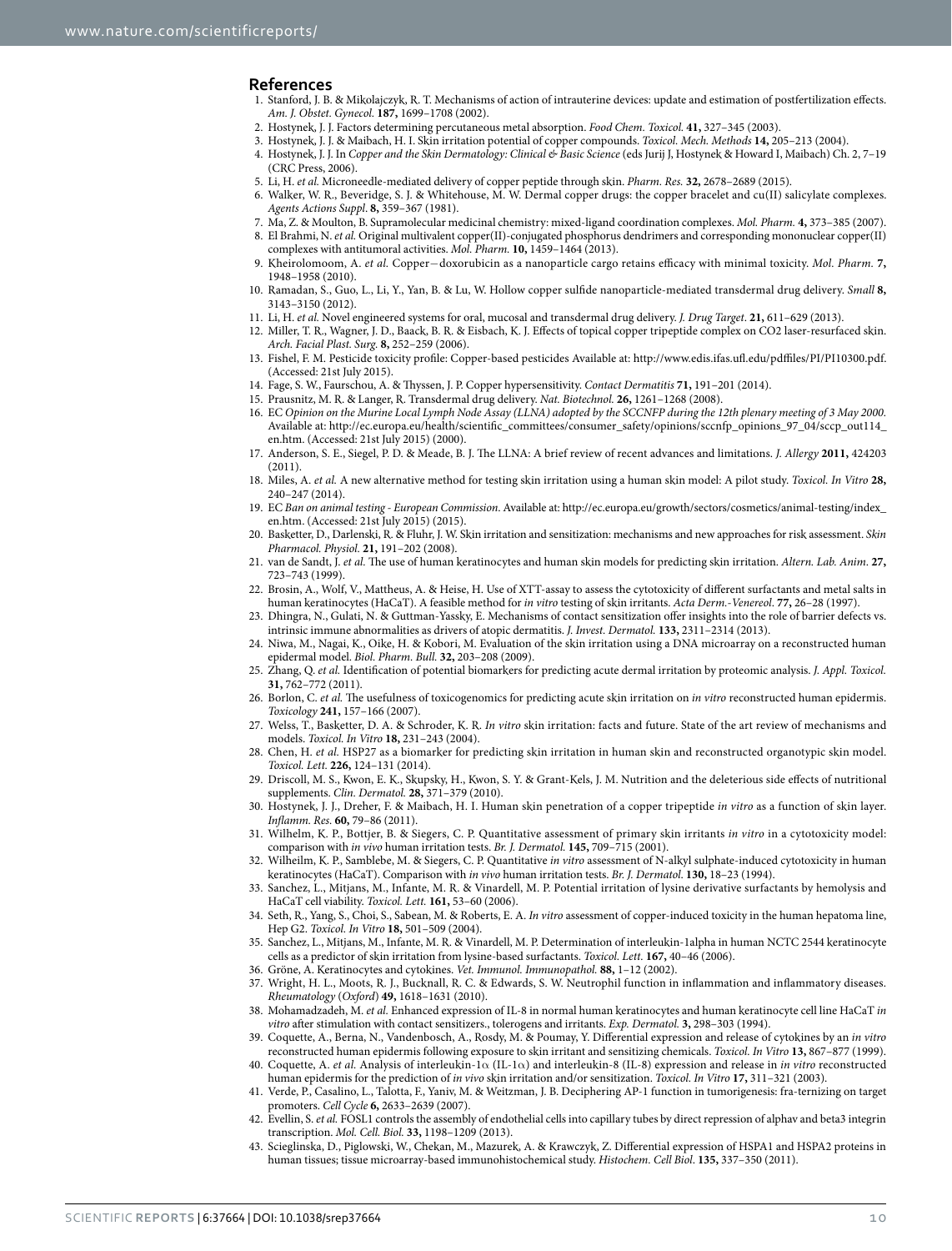## References

1. Stanford, J. B. & Mikolajczyk, R. T. Mechanisms of action of intrauterine devices: update and estimation of postfertilization effects. *Am. J. Obstet. Gynecol.* **187,** 1699–1708 (2002).
2. Hostynek, J. J. Factors determining percutaneous metal absorption. *Food Chem. Toxicol.* **41,** 327–345 (2003).
3. Hostynek, J. J. & Maibach, H. I. Skin irritation potential of copper compounds. *Toxicol. Mech. Methods* **14,** 205–213 (2004).
4. Hostynek, J. J. In *Copper and the Skin Dermatology: Clinical & Basic Science* (eds Jurij J, Hostynek & Howard I, Maibach) Ch. 2, 7–19 (CRC Press, 2006).
5. Li, H. *et al.* Microneedle-mediated delivery of copper peptide through skin. *Pharm. Res.* **32,** 2678–2689 (2015).
6. Walker, W. R., Beveridge, S. J. & Whitehouse, M. W. Dermal copper drugs: the copper bracelet and cu(II) salicylate complexes. *Agents Actions Suppl*. **8,** 359–367 (1981).
7. Ma, Z. & Moulton, B. Supramolecular medicinal chemistry: mixed-ligand coordination complexes. *Mol. Pharm.* **4,** 373–385 (2007).
8. El Brahmi, N. *et al.* Original multivalent copper(II)-conjugated phosphorus dendrimers and corresponding mononuclear copper(II) complexes with antitumoral activities. *Mol. Pharm.* **10,** 1459–1464 (2013).
9. Kheirolomoom, A. *et al.* Copper−doxorubicin as a nanoparticle cargo retains efficacy with minimal toxicity. *Mol. Pharm.* **7,** 1948–1958 (2010).
10. Ramadan, S., Guo, L., Li, Y., Yan, B. & Lu, W. Hollow copper sulfide nanoparticle-mediated transdermal drug delivery. *Small* **8,** 3143–3150 (2012).
11. Li, H. *et al.* Novel engineered systems for oral, mucosal and transdermal drug delivery. *J. Drug Target*. **21,** 611–629 (2013).
12. Miller, T. R., Wagner, J. D., Baack, B. R. & Eisbach, K. J. Effects of topical copper tripeptide complex on CO2 laser-resurfaced skin. *Arch. Facial Plast. Surg.* **8,** 252–259 (2006).
13. Fishel, F. M. Pesticide toxicity profile: Copper-based pesticides Available at: http://www.edis.ifas.ufl.edu/pdffiles/PI/PI10300.pdf. (Accessed: 21st July 2015).
14. Fage, S. W., Faurschou, A. & Thyssen, J. P. Copper hypersensitivity. *Contact Dermatitis* **71,** 191–201 (2014).
15. Prausnitz, M. R. & Langer, R. Transdermal drug delivery. *Nat. Biotechnol.* **26,** 1261–1268 (2008).
16. EC *Opinion on the Murine Local Lymph Node Assay (LLNA) adopted by the SCCNFP during the 12th plenary meeting of 3 May 2000.* Available at: http://ec.europa.eu/health/scientific_committees/consumer_safety/opinions/sccnfp_opinions_97_04/sccp_out114_en.htm. (Accessed: 21st July 2015) (2000).
17. Anderson, S. E., Siegel, P. D. & Meade, B. J. The LLNA: A brief review of recent advances and limitations. *J. Allergy* **2011,** 424203 (2011).
18. Miles, A. *et al.* A new alternative method for testing skin irritation using a human skin model: A pilot study. *Toxicol. In Vitro* **28,** 240–247 (2014).
19. EC *Ban on animal testing - European Commission*. Available at: http://ec.europa.eu/growth/sectors/cosmetics/animal-testing/index_en.htm. (Accessed: 21st July 2015) (2015).
20. Basketter, D., Darlenski, R. & Fluhr, J. W. Skin irritation and sensitization: mechanisms and new approaches for risk assessment. *Skin Pharmacol. Physiol.* **21,** 191–202 (2008).
21. van de Sandt, J. *et al.* The use of human keratinocytes and human skin models for predicting skin irritation. *Altern. Lab. Anim.* **27,** 723–743 (1999).
22. Brosin, A., Wolf, V., Mattheus, A. & Heise, H. Use of XTT-assay to assess the cytotoxicity of different surfactants and metal salts in human keratinocytes (HaCaT). A feasible method for *in vitro* testing of skin irritants. *Acta Derm.-Venereol*. **77,** 26–28 (1997).
23. Dhingra, N., Gulati, N. & Guttman-Yassky, E. Mechanisms of contact sensitization offer insights into the role of barrier defects vs. intrinsic immune abnormalities as drivers of atopic dermatitis. *J. Invest. Dermatol.* **133,** 2311–2314 (2013).
24. Niwa, M., Nagai, K., Oike, H. & Kobori, M. Evaluation of the skin irritation using a DNA microarray on a reconstructed human epidermal model. *Biol. Pharm. Bull.* **32,** 203–208 (2009).
25. Zhang, Q. *et al.* Identification of potential biomarkers for predicting acute dermal irritation by proteomic analysis. *J. Appl. Toxicol.* **31,** 762–772 (2011).
26. Borlon, C. *et al.* The usefulness of toxicogenomics for predicting acute skin irritation on *in vitro* reconstructed human epidermis. *Toxicology* **241,** 157–166 (2007).
27. Welss, T., Basketter, D. A. & Schroder, K. R. *In vitro* skin irritation: facts and future. State of the art review of mechanisms and models. *Toxicol. In Vitro* **18,** 231–243 (2004).
28. Chen, H. *et al.* HSP27 as a biomarker for predicting skin irritation in human skin and reconstructed organotypic skin model. *Toxicol. Lett.* **226,** 124–131 (2014).
29. Driscoll, M. S., Kwon, E. K., Skupsky, H., Kwon, S. Y. & Grant-Kels, J. M. Nutrition and the deleterious side effects of nutritional supplements. *Clin. Dermatol.* **28,** 371–379 (2010).
30. Hostynek, J. J., Dreher, F. & Maibach, H. I. Human skin penetration of a copper tripeptide *in vitro* as a function of skin layer. *Inflamm. Res.* **60,** 79–86 (2011).
31. Wilhelm, K. P., Bottjer, B. & Siegers, C. P. Quantitative assessment of primary skin irritants *in vitro* in a cytotoxicity model: comparison with *in vivo* human irritation tests. *Br. J. Dermatol.* **145,** 709–715 (2001).
32. Wilheilm, K. P., Samblebe, M. & Siegers, C. P. Quantitative *in vitro* assessment of N-alkyl sulphate-induced cytotoxicity in human keratinocytes (HaCaT). Comparison with *in vivo* human irritation tests. *Br. J. Dermatol.* **130,** 18–23 (1994).
33. Sanchez, L., Mitjans, M., Infante, M. R. & Vinardell, M. P. Potential irritation of lysine derivative surfactants by hemolysis and HaCaT cell viability. *Toxicol. Lett.* **161,** 53–60 (2006).
34. Seth, R., Yang, S., Choi, S., Sabean, M. & Roberts, E. A. *In vitro* assessment of copper-induced toxicity in the human hepatoma line, Hep G2. *Toxicol. In Vitro* **18,** 501–509 (2004).
35. Sanchez, L., Mitjans, M., Infante, M. R. & Vinardell, M. P. Determination of interleukin-1alpha in human NCTC 2544 keratinocyte cells as a predictor of skin irritation from lysine-based surfactants. *Toxicol. Lett.* **167,** 40–46 (2006).
36. Gröne, A. Keratinocytes and cytokines. *Vet. Immunol. Immunopathol.* **88,** 1–12 (2002).
37. Wright, H. L., Moots, R. J., Bucknall, R. C. & Edwards, S. W. Neutrophil function in inflammation and inflammatory diseases. *Rheumatology* (*Oxford*) **49,** 1618–1631 (2010).
38. Mohamadzadeh, M. *et al.* Enhanced expression of IL-8 in normal human keratinocytes and human keratinocyte cell line HaCaT *in vitro* after stimulation with contact sensitizers., tolerogens and irritants. *Exp. Dermatol.* **3,** 298–303 (1994).
39. Coquette, A., Berna, N., Vandenbosch, A., Rosdy, M. & Poumay, Y. Differential expression and release of cytokines by an *in vitro* reconstructed human epidermis following exposure to skin irritant and sensitizing chemicals. *Toxicol. In Vitro* **13,** 867–877 (1999).
40. Coquette, A. *et al.* Analysis of interleukin-1α (IL-1α) and interleukin-8 (IL-8) expression and release in *in vitro* reconstructed human epidermis for the prediction of *in vivo* skin irritation and/or sensitization. *Toxicol. In Vitro* **17,** 311–321 (2003).
41. Verde, P., Casalino, L., Talotta, F., Yaniv, M. & Weitzman, J. B. Deciphering AP-1 function in tumorigenesis: fra-ternizing on target promoters. *Cell Cycle* **6,** 2633–2639 (2007).
42. Evellin, S. *et al.* FOSL1 controls the assembly of endothelial cells into capillary tubes by direct repression of alphav and beta3 integrin transcription. *Mol. Cell. Biol.* **33,** 1198–1209 (2013).
43. Scieglinska, D., Piglowski, W., Chekan, M., Mazurek, A. & Krawczyk, Z. Differential expression of HSPA1 and HSPA2 proteins in human tissues; tissue microarray-based immunohistochemical study. *Histochem. Cell Biol*. **135,** 337–350 (2011).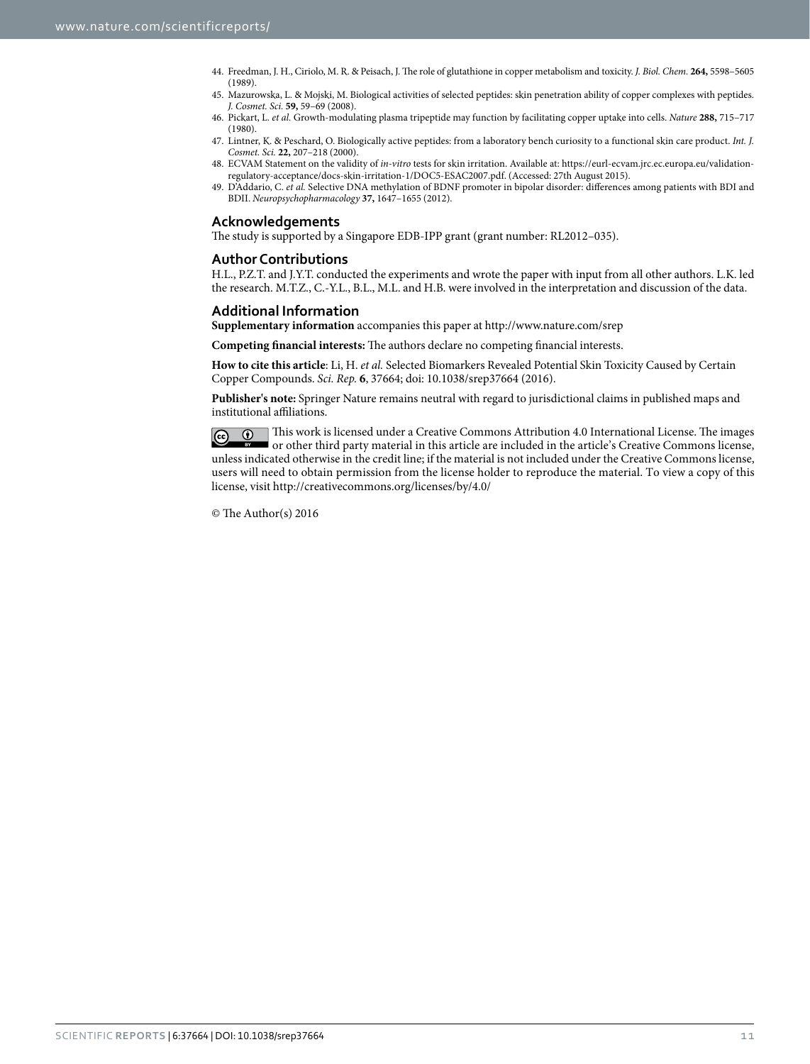44. Freedman, J. H., Ciriolo, M. R. & Peisach, J. The role of glutathione in copper metabolism and toxicity. *J. Biol. Chem.* **264,** 5598–5605 (1989).
45. Mazurowska, L. & Mojski, M. Biological activities of selected peptides: skin penetration ability of copper complexes with peptides. *J. Cosmet. Sci.* **59,** 59–69 (2008).
46. Pickart, L. *et al.* Growth-modulating plasma tripeptide may function by facilitating copper uptake into cells. *Nature* **288,** 715–717 (1980).
47. Lintner, K. & Peschard, O. Biologically active peptides: from a laboratory bench curiosity to a functional skin care product. *Int. J. Cosmet. Sci.* **22,** 207–218 (2000).
48. ECVAM Statement on the validity of *in-vitro* tests for skin irritation. Available at: https://eurl-ecvam.jrc.ec.europa.eu/validation-regulatory-acceptance/docs-skin-irritation-1/DOC5-ESAC2007.pdf. (Accessed: 27th August 2015).
49. D'Addario, C. *et al.* Selective DNA methylation of BDNF promoter in bipolar disorder: differences among patients with BDI and BDII. *Neuropsychopharmacology* **37,** 1647–1655 (2012).

## Acknowledgements

The study is supported by a Singapore EDB-IPP grant (grant number: RL2012–035).

## Author Contributions

H.L., P.Z.T. and J.Y.T. conducted the experiments and wrote the paper with input from all other authors. L.K. led the research. M.T.Z., C.-Y.L., B.L., M.L. and H.B. were involved in the interpretation and discussion of the data.

## Additional Information

**Supplementary information** accompanies this paper at http://www.nature.com/srep

**Competing financial interests:** The authors declare no competing financial interests.

**How to cite this article**: Li, H. *et al.* Selected Biomarkers Revealed Potential Skin Toxicity Caused by Certain Copper Compounds. *Sci. Rep.* **6**, 37664; doi: 10.1038/srep37664 (2016).

**Publisher's note:** Springer Nature remains neutral with regard to jurisdictional claims in published maps and institutional affiliations.

This work is licensed under a Creative Commons Attribution 4.0 International License. The images or other third party material in this article are included in the article's Creative Commons license, unless indicated otherwise in the credit line; if the material is not included under the Creative Commons license, users will need to obtain permission from the license holder to reproduce the material. To view a copy of this license, visit http://creativecommons.org/licenses/by/4.0/

© The Author(s) 2016